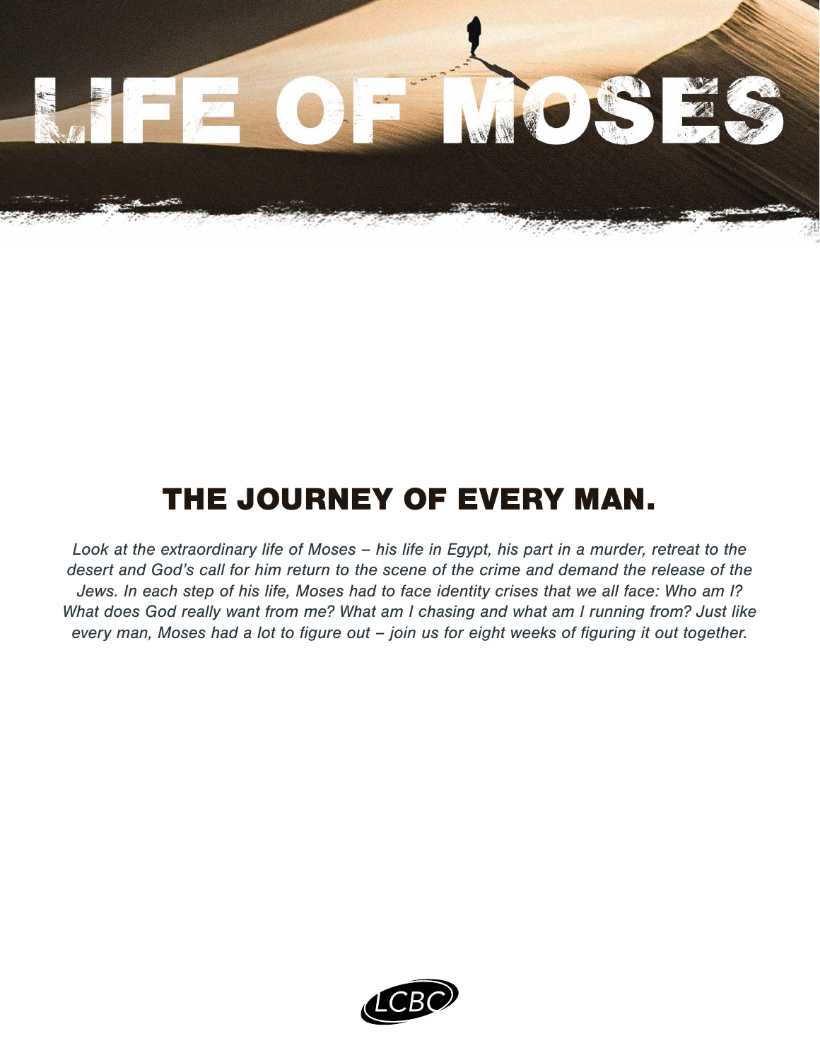# LIFE OF MOSES

## THE JOURNEY OF EVERY MAN.

*Look at the extraordinary life of Moses – his life in Egypt, his part in a murder, retreat to the desert and God's call for him return to the scene of the crime and demand the release of the Jews. In each step of his life, Moses had to face identity crises that we all face: Who am I? What does God really want from me? What am I chasing and what am I running from? Just like every man, Moses had a lot to figure out – join us for eight weeks of figuring it out together.*

LCBC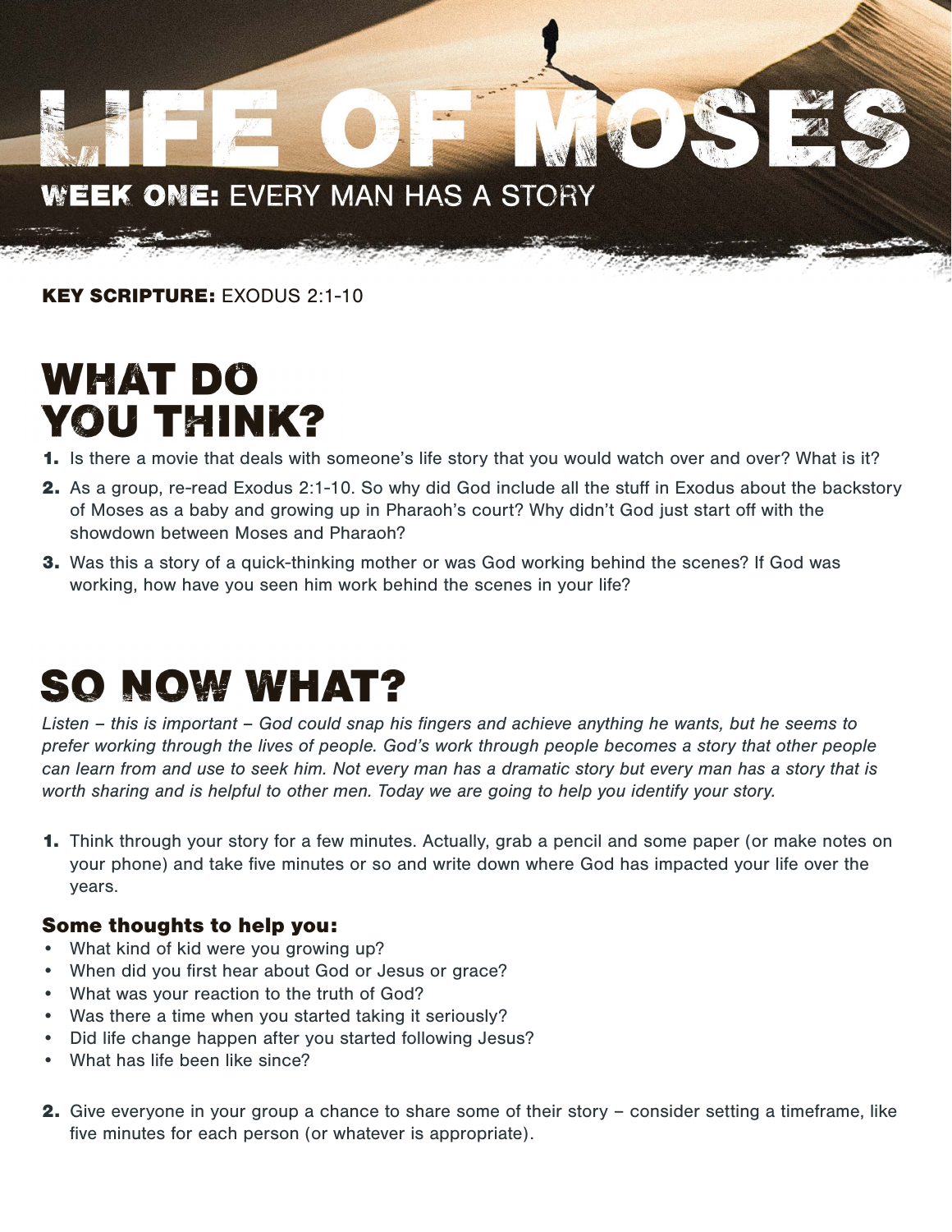# LIFE OF MOSES

## WEEK ONE: EVERY MAN HAS A STORY

**KEY SCRIPTURE:** EXODUS 2:1-10

## WHAT DO YOU THINK?

1. Is there a movie that deals with someone's life story that you would watch over and over? What is it?
2. As a group, re-read Exodus 2:1-10. So why did God include all the stuff in Exodus about the backstory of Moses as a baby and growing up in Pharaoh's court? Why didn't God just start off with the showdown between Moses and Pharaoh?
3. Was this a story of a quick-thinking mother or was God working behind the scenes? If God was working, how have you seen him work behind the scenes in your life?

## SO NOW WHAT?

*Listen – this is important – God could snap his fingers and achieve anything he wants, but he seems to prefer working through the lives of people. God's work through people becomes a story that other people can learn from and use to seek him. Not every man has a dramatic story but every man has a story that is worth sharing and is helpful to other men. Today we are going to help you identify your story.*

1. Think through your story for a few minutes. Actually, grab a pencil and some paper (or make notes on your phone) and take five minutes or so and write down where God has impacted your life over the years.

### Some thoughts to help you:

- What kind of kid were you growing up?
- When did you first hear about God or Jesus or grace?
- What was your reaction to the truth of God?
- Was there a time when you started taking it seriously?
- Did life change happen after you started following Jesus?
- What has life been like since?

2. Give everyone in your group a chance to share some of their story – consider setting a timeframe, like five minutes for each person (or whatever is appropriate).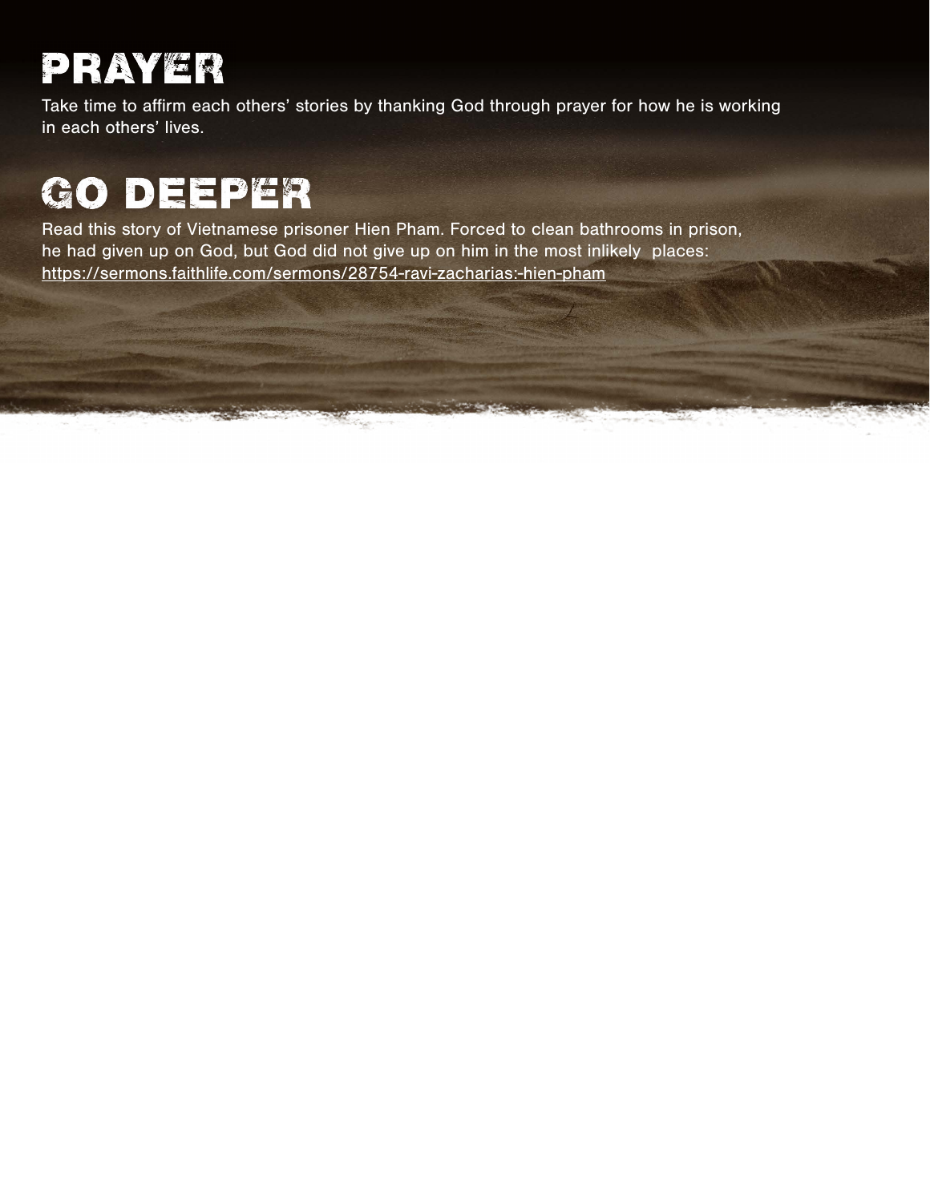# PRAYER

Take time to affirm each others' stories by thanking God through prayer for how he is working in each others' lives.

# GO DEEPER

Read this story of Vietnamese prisoner Hien Pham. Forced to clean bathrooms in prison, he had given up on God, but God did not give up on him in the most inlikely  places: https://sermons.faithlife.com/sermons/28754-ravi-zacharias:-hien-pham